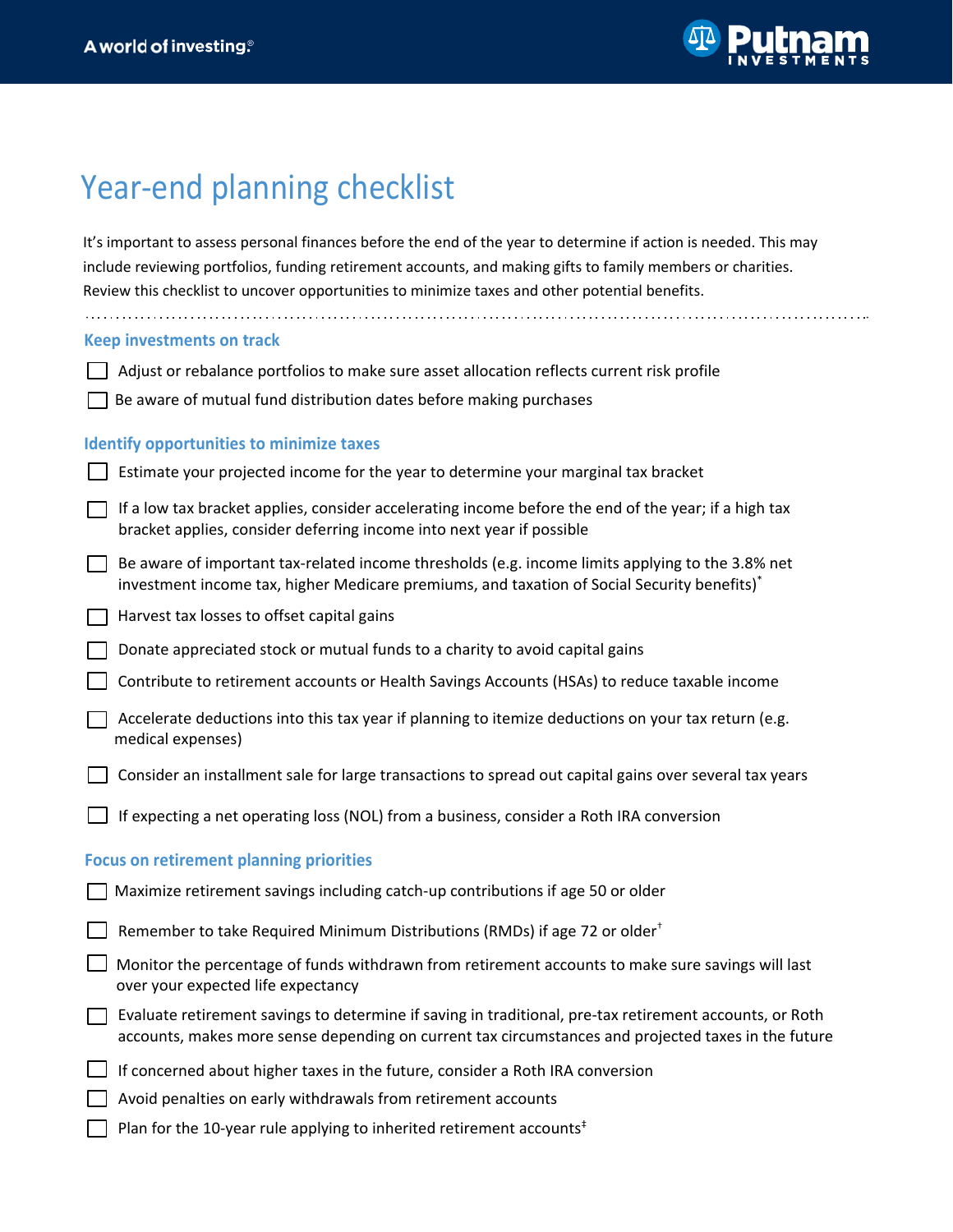# Year-end planning checklist

It's important to assess personal finances before the end of the year to determine if action is needed. This may include reviewing portfolios, funding retirement accounts, and making gifts to family members or charities. Review this checklist to uncover opportunities to minimize taxes and other potential benefits.

## Keep investments on track

- [ ] Adjust or rebalance portfolios to make sure asset allocation reflects current risk profile
- [ ] Be aware of mutual fund distribution dates before making purchases

## Identify opportunities to minimize taxes

- [ ] Estimate your projected income for the year to determine your marginal tax bracket
- [ ] If a low tax bracket applies, consider accelerating income before the end of the year; if a high tax bracket applies, consider deferring income into next year if possible
- [ ] Be aware of important tax-related income thresholds (e.g. income limits applying to the 3.8% net investment income tax, higher Medicare premiums, and taxation of Social Security benefits)[*]
- [ ] Harvest tax losses to offset capital gains
- [ ] Donate appreciated stock or mutual funds to a charity to avoid capital gains
- [ ] Contribute to retirement accounts or Health Savings Accounts (HSAs) to reduce taxable income
- [ ] Accelerate deductions into this tax year if planning to itemize deductions on your tax return (e.g. medical expenses)
- [ ] Consider an installment sale for large transactions to spread out capital gains over several tax years
- [ ] If expecting a net operating loss (NOL) from a business, consider a Roth IRA conversion

## Focus on retirement planning priorities

- [ ] Maximize retirement savings including catch-up contributions if age 50 or older
- [ ] Remember to take Required Minimum Distributions (RMDs) if age 72 or older[†]
- [ ] Monitor the percentage of funds withdrawn from retirement accounts to make sure savings will last over your expected life expectancy
- [ ] Evaluate retirement savings to determine if saving in traditional, pre-tax retirement accounts, or Roth accounts, makes more sense depending on current tax circumstances and projected taxes in the future
- [ ] If concerned about higher taxes in the future, consider a Roth IRA conversion
- [ ] Avoid penalties on early withdrawals from retirement accounts
- [ ] Plan for the 10-year rule applying to inherited retirement accounts[‡]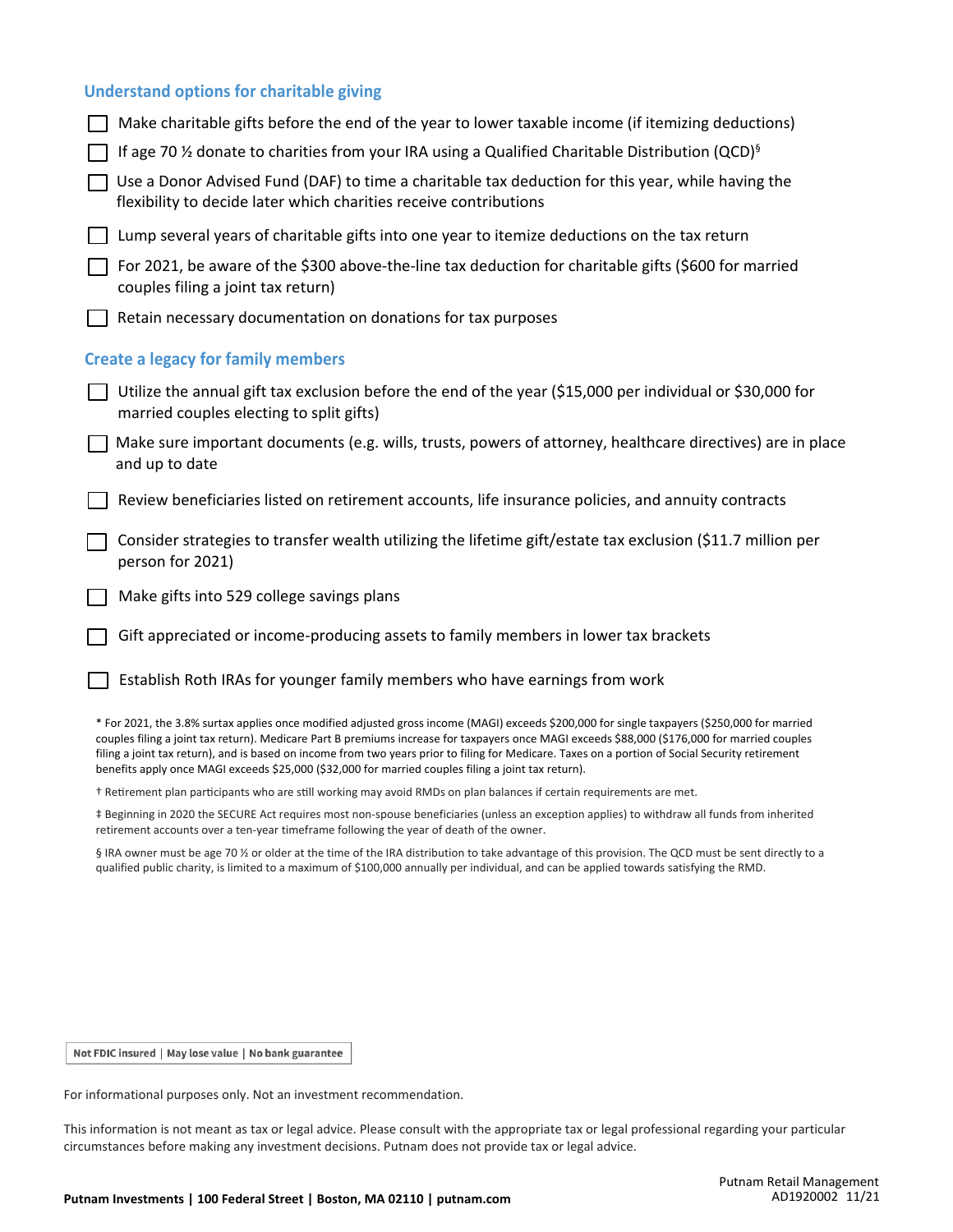## Understand options for charitable giving

- [ ] Make charitable gifts before the end of the year to lower taxable income (if itemizing deductions)
- [ ] If age 70 ½ donate to charities from your IRA using a Qualified Charitable Distribution (QCD)§
- [ ] Use a Donor Advised Fund (DAF) to time a charitable tax deduction for this year, while having the flexibility to decide later which charities receive contributions
- [ ] Lump several years of charitable gifts into one year to itemize deductions on the tax return
- [ ] For 2021, be aware of the $300 above-the-line tax deduction for charitable gifts ($600 for married couples filing a joint tax return)
- [ ] Retain necessary documentation on donations for tax purposes

## Create a legacy for family members

- [ ] Utilize the annual gift tax exclusion before the end of the year ($15,000 per individual or $30,000 for married couples electing to split gifts)
- [ ] Make sure important documents (e.g. wills, trusts, powers of attorney, healthcare directives) are in place and up to date
- [ ] Review beneficiaries listed on retirement accounts, life insurance policies, and annuity contracts
- [ ] Consider strategies to transfer wealth utilizing the lifetime gift/estate tax exclusion ($11.7 million per person for 2021)
- [ ] Make gifts into 529 college savings plans
- [ ] Gift appreciated or income-producing assets to family members in lower tax brackets
- [ ] Establish Roth IRAs for younger family members who have earnings from work

* For 2021, the 3.8% surtax applies once modified adjusted gross income (MAGI) exceeds $200,000 for single taxpayers ($250,000 for married couples filing a joint tax return). Medicare Part B premiums increase for taxpayers once MAGI exceeds $88,000 ($176,000 for married couples filing a joint tax return), and is based on income from two years prior to filing for Medicare. Taxes on a portion of Social Security retirement benefits apply once MAGI exceeds $25,000 ($32,000 for married couples filing a joint tax return).

† Retirement plan participants who are still working may avoid RMDs on plan balances if certain requirements are met.

‡ Beginning in 2020 the SECURE Act requires most non-spouse beneficiaries (unless an exception applies) to withdraw all funds from inherited retirement accounts over a ten-year timeframe following the year of death of the owner.

§ IRA owner must be age 70 ½ or older at the time of the IRA distribution to take advantage of this provision. The QCD must be sent directly to a qualified public charity, is limited to a maximum of $100,000 annually per individual, and can be applied towards satisfying the RMD.

Not FDIC insured | May lose value | No bank guarantee

For informational purposes only. Not an investment recommendation.

This information is not meant as tax or legal advice. Please consult with the appropriate tax or legal professional regarding your particular circumstances before making any investment decisions. Putnam does not provide tax or legal advice.

**Putnam Investments | 100 Federal Street | Boston, MA 02110 | putnam.com**

Putnam Retail Management
AD1920002 11/21